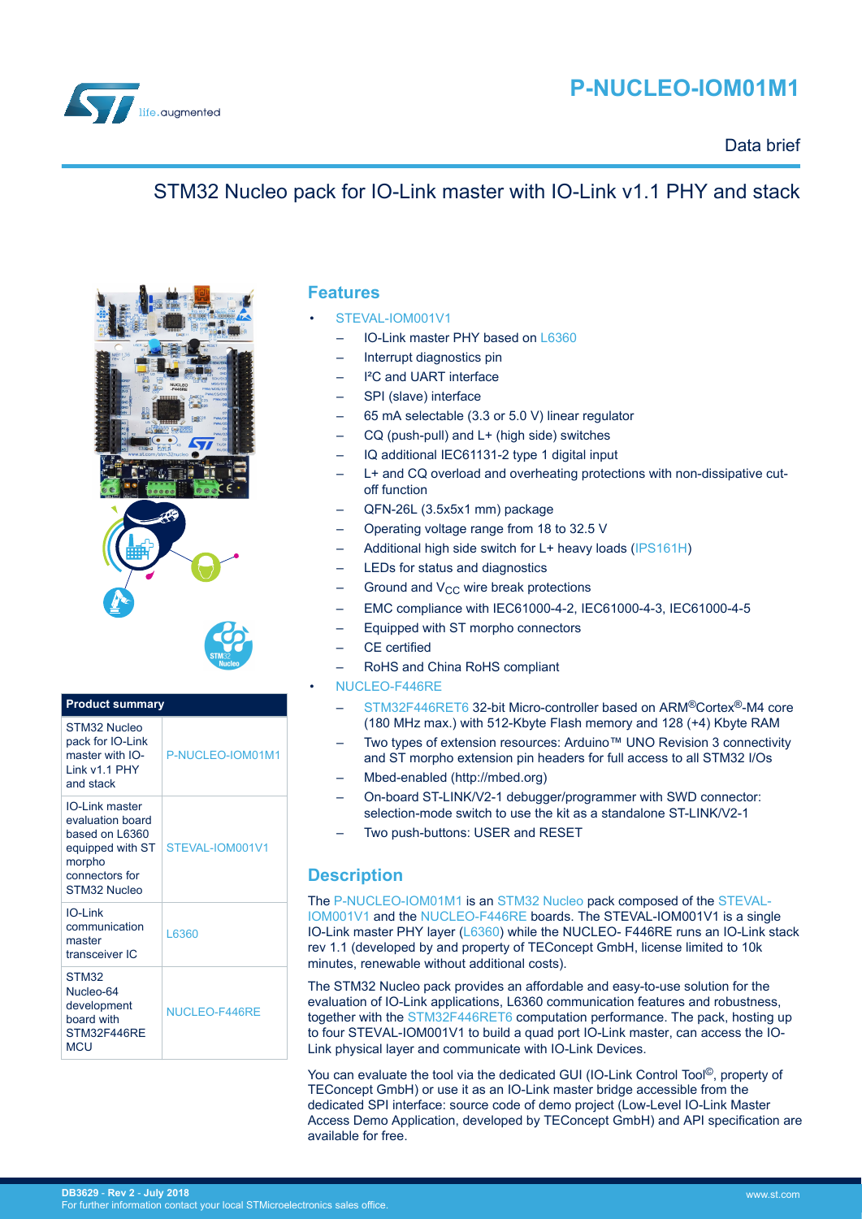# P-NUCLEO-IOM01M1

Data brief

## STM32 Nucleo pack for IO-Link master with IO-Link v1.1 PHY and stack

| Product summary | |
|---|---|
| STM32 Nucleo pack for IO-Link master with IO-Link v1.1 PHY and stack | P-NUCLEO-IOM01M1 |
| IO-Link master evaluation board based on L6360 equipped with ST morpho connectors for STM32 Nucleo | STEVAL-IOM001V1 |
| IO-Link communication master transceiver IC | L6360 |
| STM32 Nucleo-64 development board with STM32F446RE MCU | NUCLEO-F446RE |

## Features

- STEVAL-IOM001V1
  - IO-Link master PHY based on L6360
  - Interrupt diagnostics pin
  - I²C and UART interface
  - SPI (slave) interface
  - 65 mA selectable (3.3 or 5.0 V) linear regulator
  - CQ (push-pull) and L+ (high side) switches
  - IQ additional IEC61131-2 type 1 digital input
  - L+ and CQ overload and overheating protections with non-dissipative cut-off function
  - QFN-26L (3.5x5x1 mm) package
  - Operating voltage range from 18 to 32.5 V
  - Additional high side switch for L+ heavy loads (IPS161H)
  - LEDs for status and diagnostics
  - Ground and $V_{CC}$ wire break protections
  - EMC compliance with IEC61000-4-2, IEC61000-4-3, IEC61000-4-5
  - Equipped with ST morpho connectors
  - CE certified
  - RoHS and China RoHS compliant
- NUCLEO-F446RE
  - STM32F446RET6 32-bit Micro-controller based on ARM®Cortex®-M4 core (180 MHz max.) with 512-Kbyte Flash memory and 128 (+4) Kbyte RAM
  - Two types of extension resources: Arduino™ UNO Revision 3 connectivity and ST morpho extension pin headers for full access to all STM32 I/Os
  - Mbed-enabled (http://mbed.org)
  - On-board ST-LINK/V2-1 debugger/programmer with SWD connector: selection-mode switch to use the kit as a standalone ST-LINK/V2-1
  - Two push-buttons: USER and RESET

## Description

The P-NUCLEO-IOM01M1 is an STM32 Nucleo pack composed of the STEVAL-IOM001V1 and the NUCLEO-F446RE boards. The STEVAL-IOM001V1 is a single IO-Link master PHY layer (L6360) while the NUCLEO- F446RE runs an IO-Link stack rev 1.1 (developed by and property of TEConcept GmbH, license limited to 10k minutes, renewable without additional costs).

The STM32 Nucleo pack provides an affordable and easy-to-use solution for the evaluation of IO-Link applications, L6360 communication features and robustness, together with the STM32F446RET6 computation performance. The pack, hosting up to four STEVAL-IOM001V1 to build a quad port IO-Link master, can access the IO-Link physical layer and communicate with IO-Link Devices.

You can evaluate the tool via the dedicated GUI (IO-Link Control Tool©, property of TEConcept GmbH) or use it as an IO-Link master bridge accessible from the dedicated SPI interface: source code of demo project (Low-Level IO-Link Master Access Demo Application, developed by TEConcept GmbH) and API specification are available for free.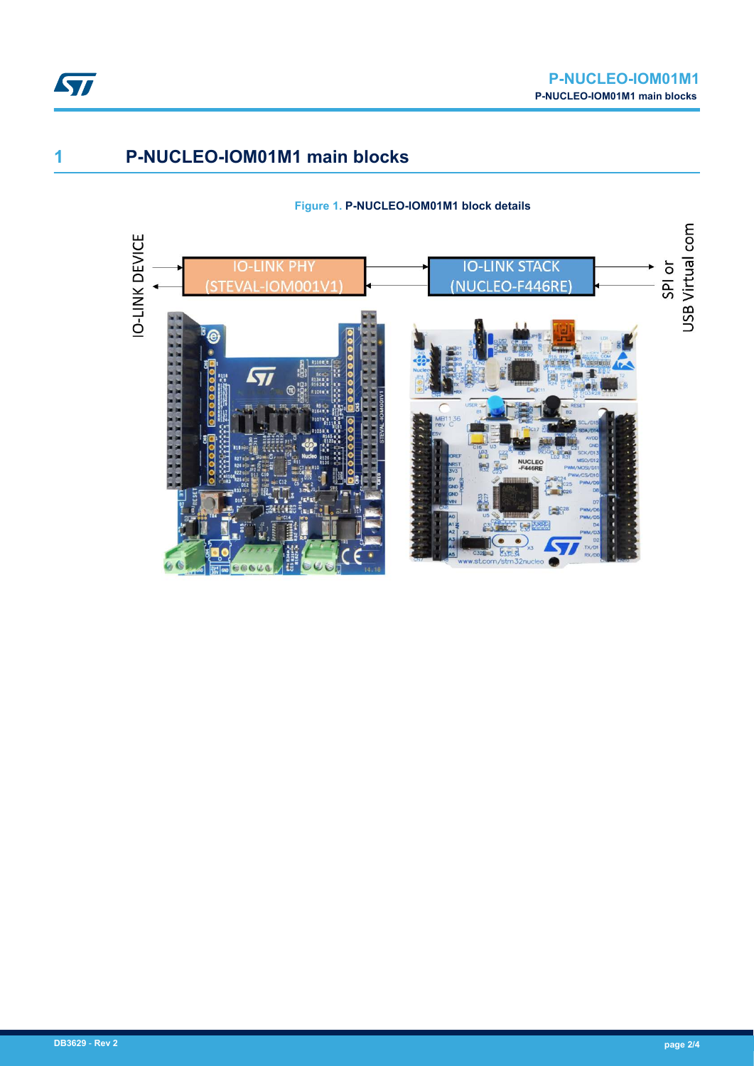# 1 P-NUCLEO-IOM01M1 main blocks

Figure 1. P-NUCLEO-IOM01M1 block details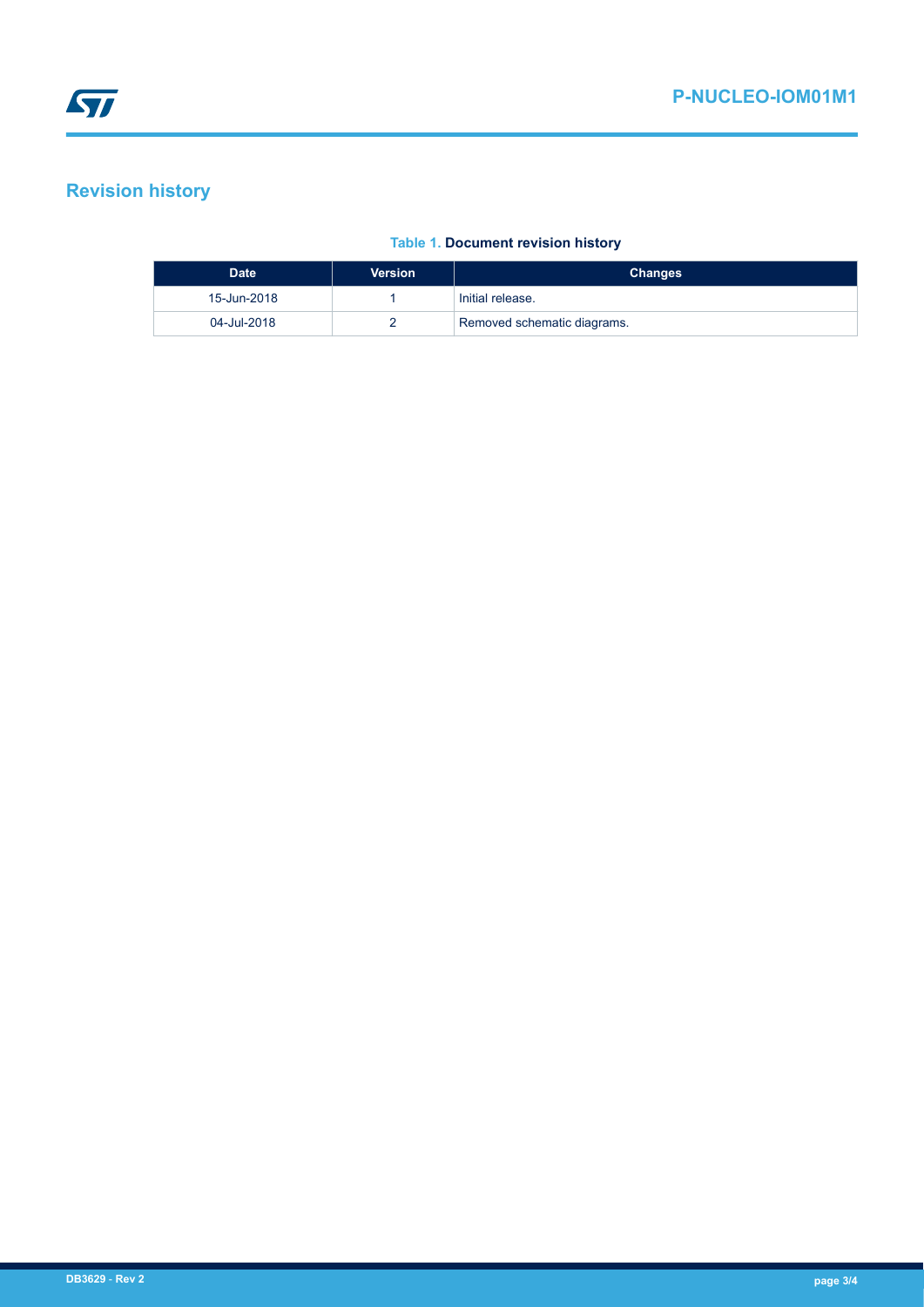# Revision history

**Table 1. Document revision history**

| Date | Version | Changes |
| --- | --- | --- |
| 15-Jun-2018 | 1 | Initial release. |
| 04-Jul-2018 | 2 | Removed schematic diagrams. |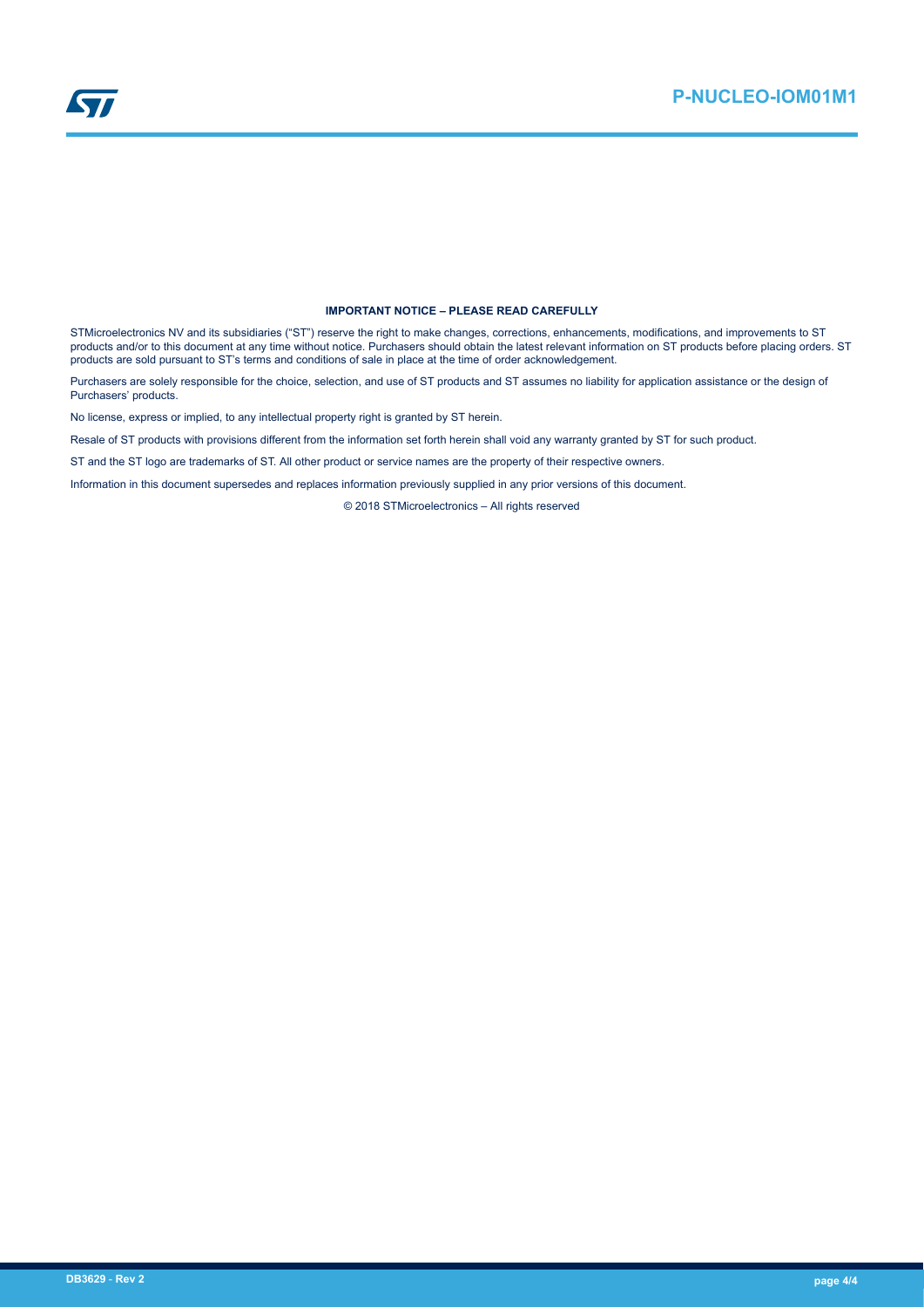**IMPORTANT NOTICE – PLEASE READ CAREFULLY**

STMicroelectronics NV and its subsidiaries ("ST") reserve the right to make changes, corrections, enhancements, modifications, and improvements to ST products and/or to this document at any time without notice. Purchasers should obtain the latest relevant information on ST products before placing orders. ST products are sold pursuant to ST's terms and conditions of sale in place at the time of order acknowledgement.

Purchasers are solely responsible for the choice, selection, and use of ST products and ST assumes no liability for application assistance or the design of Purchasers' products.

No license, express or implied, to any intellectual property right is granted by ST herein.

Resale of ST products with provisions different from the information set forth herein shall void any warranty granted by ST for such product.

ST and the ST logo are trademarks of ST. All other product or service names are the property of their respective owners.

Information in this document supersedes and replaces information previously supplied in any prior versions of this document.

© 2018 STMicroelectronics – All rights reserved